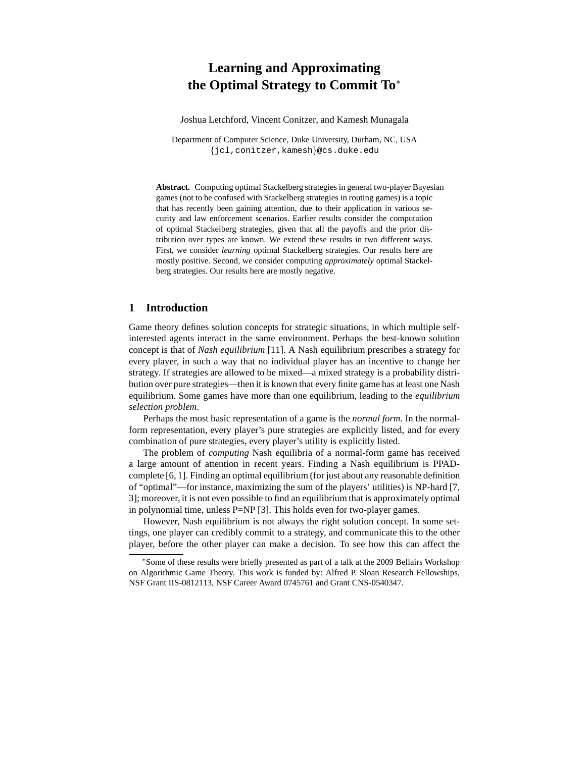# Learning and Approximating the Optimal Strategy to Commit To*

Joshua Letchford, Vincent Conitzer, and Kamesh Munagala

Department of Computer Science, Duke University, Durham, NC, USA
{jcl,conitzer,kamesh}@cs.duke.edu

**Abstract.** Computing optimal Stackelberg strategies in general two-player Bayesian games (not to be confused with Stackelberg strategies in routing games) is a topic that has recently been gaining attention, due to their application in various security and law enforcement scenarios. Earlier results consider the computation of optimal Stackelberg strategies, given that all the payoffs and the prior distribution over types are known. We extend these results in two different ways. First, we consider *learning* optimal Stackelberg strategies. Our results here are mostly positive. Second, we consider computing *approximately* optimal Stackelberg strategies. Our results here are mostly negative.

## 1 Introduction

Game theory defines solution concepts for strategic situations, in which multiple self-interested agents interact in the same environment. Perhaps the best-known solution concept is that of *Nash equilibrium* [11]. A Nash equilibrium prescribes a strategy for every player, in such a way that no individual player has an incentive to change her strategy. If strategies are allowed to be mixed—a mixed strategy is a probability distribution over pure strategies—then it is known that every finite game has at least one Nash equilibrium. Some games have more than one equilibrium, leading to the *equilibrium selection problem*.

Perhaps the most basic representation of a game is the *normal form*. In the normal-form representation, every player's pure strategies are explicitly listed, and for every combination of pure strategies, every player's utility is explicitly listed.

The problem of *computing* Nash equilibria of a normal-form game has received a large amount of attention in recent years. Finding a Nash equilibrium is PPAD-complete [6, 1]. Finding an optimal equilibrium (for just about any reasonable definition of "optimal"—for instance, maximizing the sum of the players' utilities) is NP-hard [7, 3]; moreover, it is not even possible to find an equilibrium that is approximately optimal in polynomial time, unless P=NP [3]. This holds even for two-player games.

However, Nash equilibrium is not always the right solution concept. In some settings, one player can credibly commit to a strategy, and communicate this to the other player, before the other player can make a decision. To see how this can affect the

*Some of these results were briefly presented as part of a talk at the 2009 Bellairs Workshop on Algorithmic Game Theory. This work is funded by: Alfred P. Sloan Research Fellowships, NSF Grant IIS-0812113, NSF Career Award 0745761 and Grant CNS-0540347.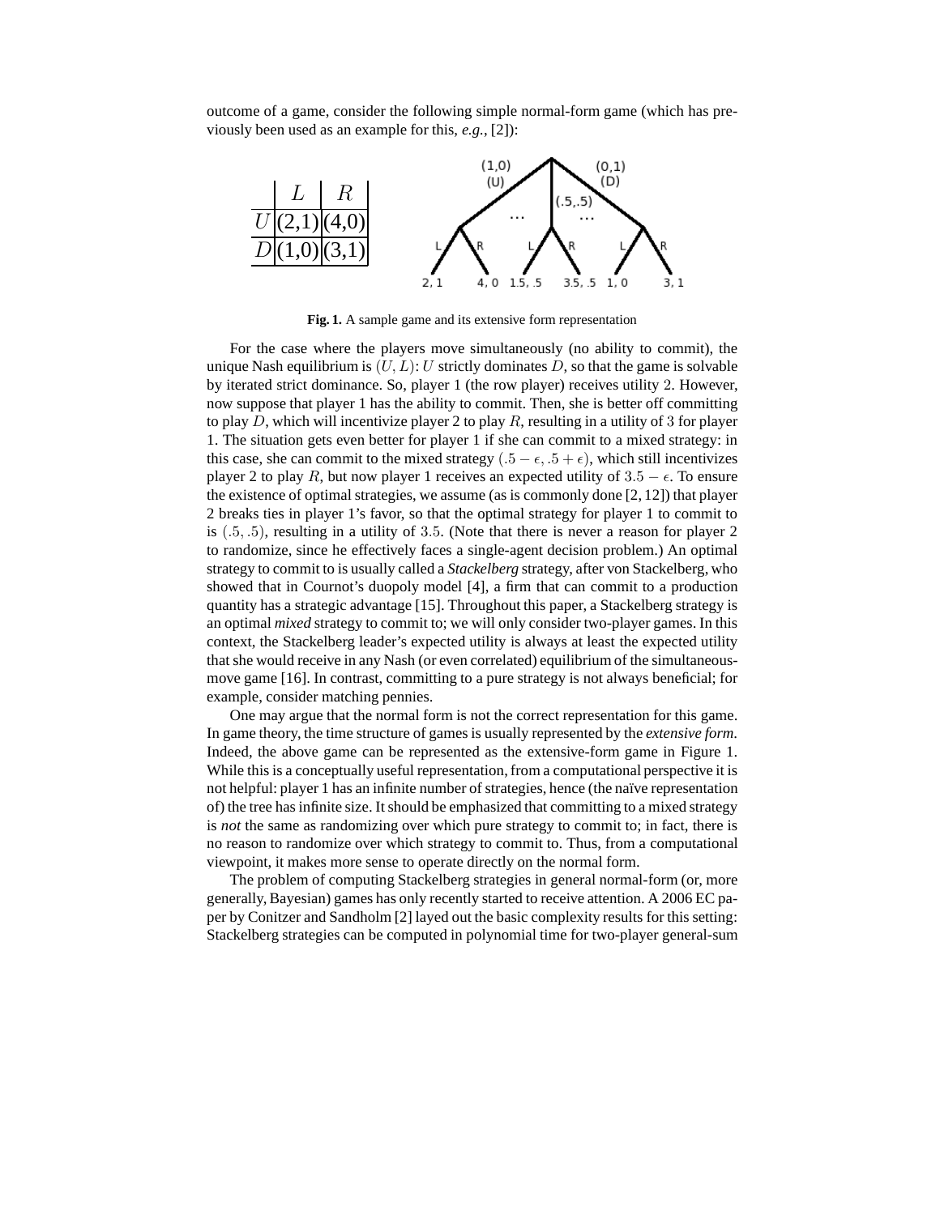outcome of a game, consider the following simple normal-form game (which has previously been used as an example for this, *e.g.*, [2]):

| | $L$ | $R$ |
|---|---|---|
| $U$ | (2,1) | (4,0) |
| $D$ | (1,0) | (3,1) |

**Fig. 1.** A sample game and its extensive form representation

For the case where the players move simultaneously (no ability to commit), the unique Nash equilibrium is $(U, L)$: $U$ strictly dominates $D$, so that the game is solvable by iterated strict dominance. So, player 1 (the row player) receives utility 2. However, now suppose that player 1 has the ability to commit. Then, she is better off committing to play $D$, which will incentivize player 2 to play $R$, resulting in a utility of 3 for player 1. The situation gets even better for player 1 if she can commit to a mixed strategy: in this case, she can commit to the mixed strategy $(.5 - \epsilon, .5 + \epsilon)$, which still incentivizes player 2 to play $R$, but now player 1 receives an expected utility of $3.5 - \epsilon$. To ensure the existence of optimal strategies, we assume (as is commonly done [2, 12]) that player 2 breaks ties in player 1's favor, so that the optimal strategy for player 1 to commit to is $(.5, .5)$, resulting in a utility of 3.5. (Note that there is never a reason for player 2 to randomize, since he effectively faces a single-agent decision problem.) An optimal strategy to commit to is usually called a *Stackelberg* strategy, after von Stackelberg, who showed that in Cournot's duopoly model [4], a firm that can commit to a production quantity has a strategic advantage [15]. Throughout this paper, a Stackelberg strategy is an optimal *mixed* strategy to commit to; we will only consider two-player games. In this context, the Stackelberg leader's expected utility is always at least the expected utility that she would receive in any Nash (or even correlated) equilibrium of the simultaneous-move game [16]. In contrast, committing to a pure strategy is not always beneficial; for example, consider matching pennies.

One may argue that the normal form is not the correct representation for this game. In game theory, the time structure of games is usually represented by the *extensive form*. Indeed, the above game can be represented as the extensive-form game in Figure 1. While this is a conceptually useful representation, from a computational perspective it is not helpful: player 1 has an infinite number of strategies, hence (the naïve representation of) the tree has infinite size. It should be emphasized that committing to a mixed strategy is *not* the same as randomizing over which pure strategy to commit to; in fact, there is no reason to randomize over which strategy to commit to. Thus, from a computational viewpoint, it makes more sense to operate directly on the normal form.

The problem of computing Stackelberg strategies in general normal-form (or, more generally, Bayesian) games has only recently started to receive attention. A 2006 EC paper by Conitzer and Sandholm [2] layed out the basic complexity results for this setting: Stackelberg strategies can be computed in polynomial time for two-player general-sum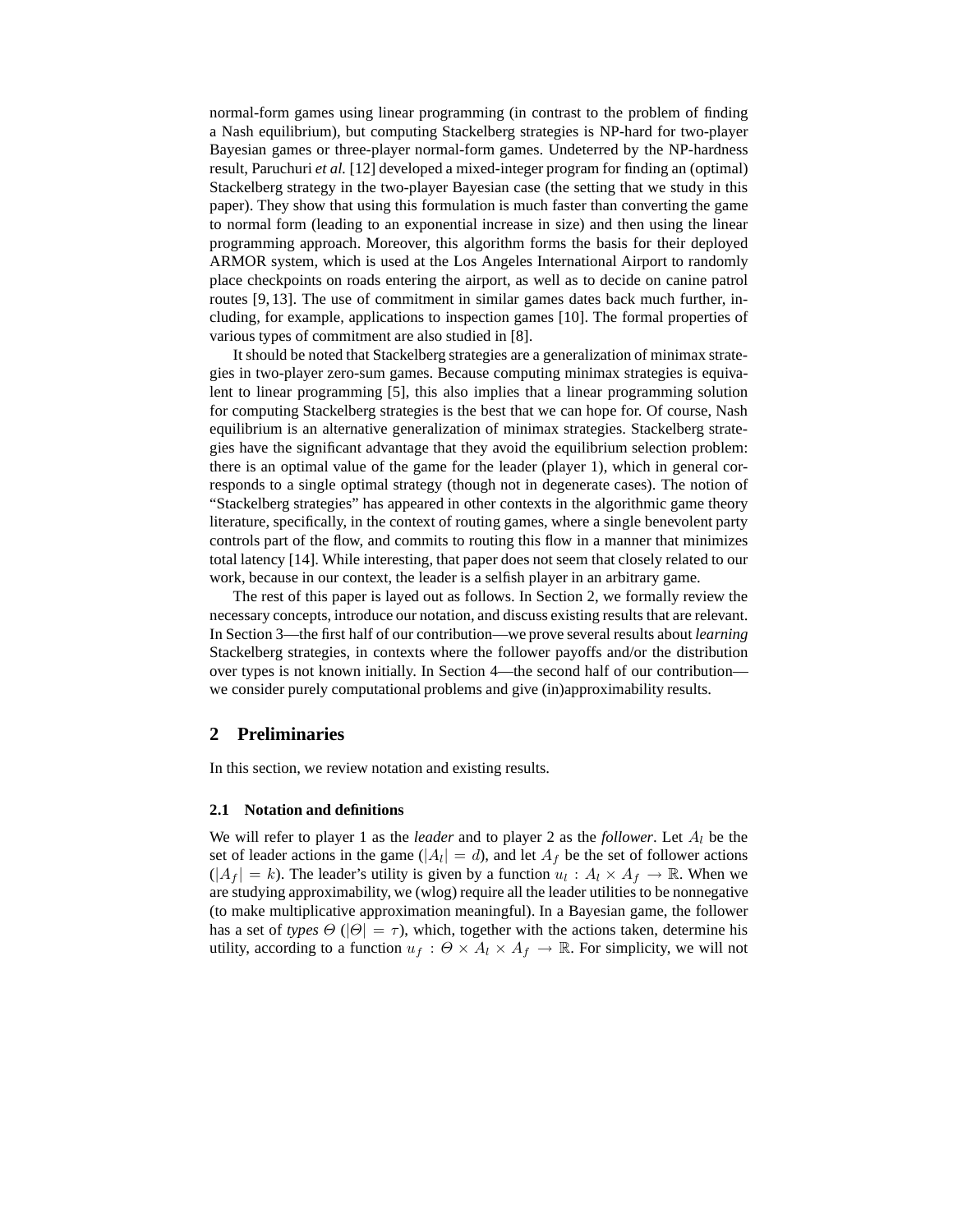normal-form games using linear programming (in contrast to the problem of finding a Nash equilibrium), but computing Stackelberg strategies is NP-hard for two-player Bayesian games or three-player normal-form games. Undeterred by the NP-hardness result, Paruchuri *et al.* [12] developed a mixed-integer program for finding an (optimal) Stackelberg strategy in the two-player Bayesian case (the setting that we study in this paper). They show that using this formulation is much faster than converting the game to normal form (leading to an exponential increase in size) and then using the linear programming approach. Moreover, this algorithm forms the basis for their deployed ARMOR system, which is used at the Los Angeles International Airport to randomly place checkpoints on roads entering the airport, as well as to decide on canine patrol routes [9, 13]. The use of commitment in similar games dates back much further, including, for example, applications to inspection games [10]. The formal properties of various types of commitment are also studied in [8].

It should be noted that Stackelberg strategies are a generalization of minimax strategies in two-player zero-sum games. Because computing minimax strategies is equivalent to linear programming [5], this also implies that a linear programming solution for computing Stackelberg strategies is the best that we can hope for. Of course, Nash equilibrium is an alternative generalization of minimax strategies. Stackelberg strategies have the significant advantage that they avoid the equilibrium selection problem: there is an optimal value of the game for the leader (player 1), which in general corresponds to a single optimal strategy (though not in degenerate cases). The notion of "Stackelberg strategies" has appeared in other contexts in the algorithmic game theory literature, specifically, in the context of routing games, where a single benevolent party controls part of the flow, and commits to routing this flow in a manner that minimizes total latency [14]. While interesting, that paper does not seem that closely related to our work, because in our context, the leader is a selfish player in an arbitrary game.

The rest of this paper is layed out as follows. In Section 2, we formally review the necessary concepts, introduce our notation, and discuss existing results that are relevant. In Section 3—the first half of our contribution—we prove several results about *learning* Stackelberg strategies, in contexts where the follower payoffs and/or the distribution over types is not known initially. In Section 4—the second half of our contribution—we consider purely computational problems and give (in)approximability results.

## 2 Preliminaries

In this section, we review notation and existing results.

### 2.1 Notation and definitions

We will refer to player 1 as the *leader* and to player 2 as the *follower*. Let $A_l$ be the set of leader actions in the game ($|A_l| = d$), and let $A_f$ be the set of follower actions ($|A_f| = k$). The leader's utility is given by a function $u_l : A_l \times A_f \to \mathbb{R}$. When we are studying approximability, we (wlog) require all the leader utilities to be nonnegative (to make multiplicative approximation meaningful). In a Bayesian game, the follower has a set of *types* $\Theta$ ($|\Theta| = \tau$), which, together with the actions taken, determine his utility, according to a function $u_f : \Theta \times A_l \times A_f \to \mathbb{R}$. For simplicity, we will not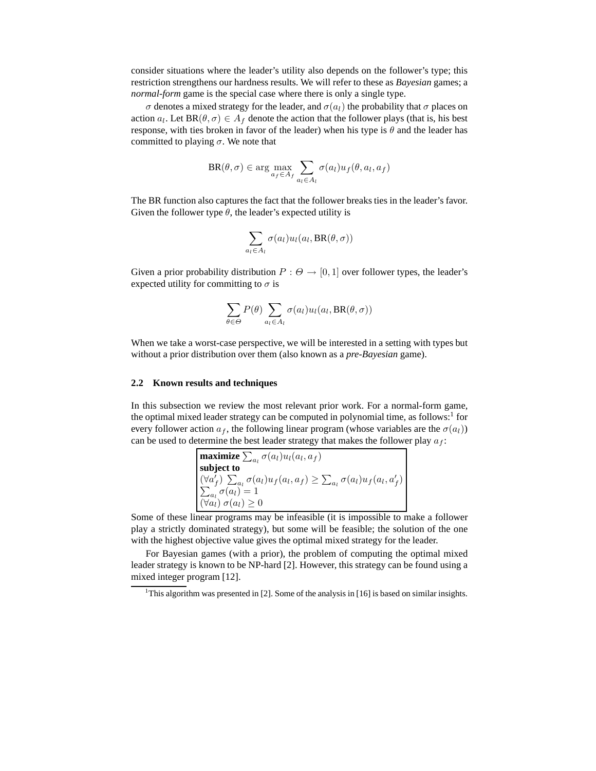consider situations where the leader's utility also depends on the follower's type; this restriction strengthens our hardness results. We will refer to these as *Bayesian* games; a *normal-form* game is the special case where there is only a single type.

$\sigma$ denotes a mixed strategy for the leader, and $\sigma(a_l)$ the probability that $\sigma$ places on action $a_l$. Let $\text{BR}(\theta, \sigma) \in A_f$ denote the action that the follower plays (that is, his best response, with ties broken in favor of the leader) when his type is $\theta$ and the leader has committed to playing $\sigma$. We note that

$$\text{BR}(\theta, \sigma) \in \arg\max_{a_f \in A_f} \sum_{a_l \in A_l} \sigma(a_l) u_f(\theta, a_l, a_f)$$

The BR function also captures the fact that the follower breaks ties in the leader's favor. Given the follower type $\theta$, the leader's expected utility is

$$\sum_{a_l \in A_l} \sigma(a_l) u_l(a_l, \text{BR}(\theta, \sigma))$$

Given a prior probability distribution $P : \Theta \rightarrow [0, 1]$ over follower types, the leader's expected utility for committing to $\sigma$ is

$$\sum_{\theta \in \Theta} P(\theta) \sum_{a_l \in A_l} \sigma(a_l) u_l(a_l, \text{BR}(\theta, \sigma))$$

When we take a worst-case perspective, we will be interested in a setting with types but without a prior distribution over them (also known as a *pre-Bayesian* game).

### 2.2 Known results and techniques

In this subsection we review the most relevant prior work. For a normal-form game, the optimal mixed leader strategy can be computed in polynomial time, as follows:[1] for every follower action $a_f$, the following linear program (whose variables are the $\sigma(a_l)$) can be used to determine the best leader strategy that makes the follower play $a_f$:

**maximize** $\sum_{a_l} \sigma(a_l) u_l(a_l, a_f)$
**subject to**
$(\forall a'_f)\ \sum_{a_l} \sigma(a_l) u_f(a_l, a_f) \geq \sum_{a_l} \sigma(a_l) u_f(a_l, a'_f)$
$\sum_{a_l} \sigma(a_l) = 1$
$(\forall a_l)\ \sigma(a_l) \geq 0$

Some of these linear programs may be infeasible (it is impossible to make a follower play a strictly dominated strategy), but some will be feasible; the solution of the one with the highest objective value gives the optimal mixed strategy for the leader.

For Bayesian games (with a prior), the problem of computing the optimal mixed leader strategy is known to be NP-hard [2]. However, this strategy can be found using a mixed integer program [12].

[1] This algorithm was presented in [2]. Some of the analysis in [16] is based on similar insights.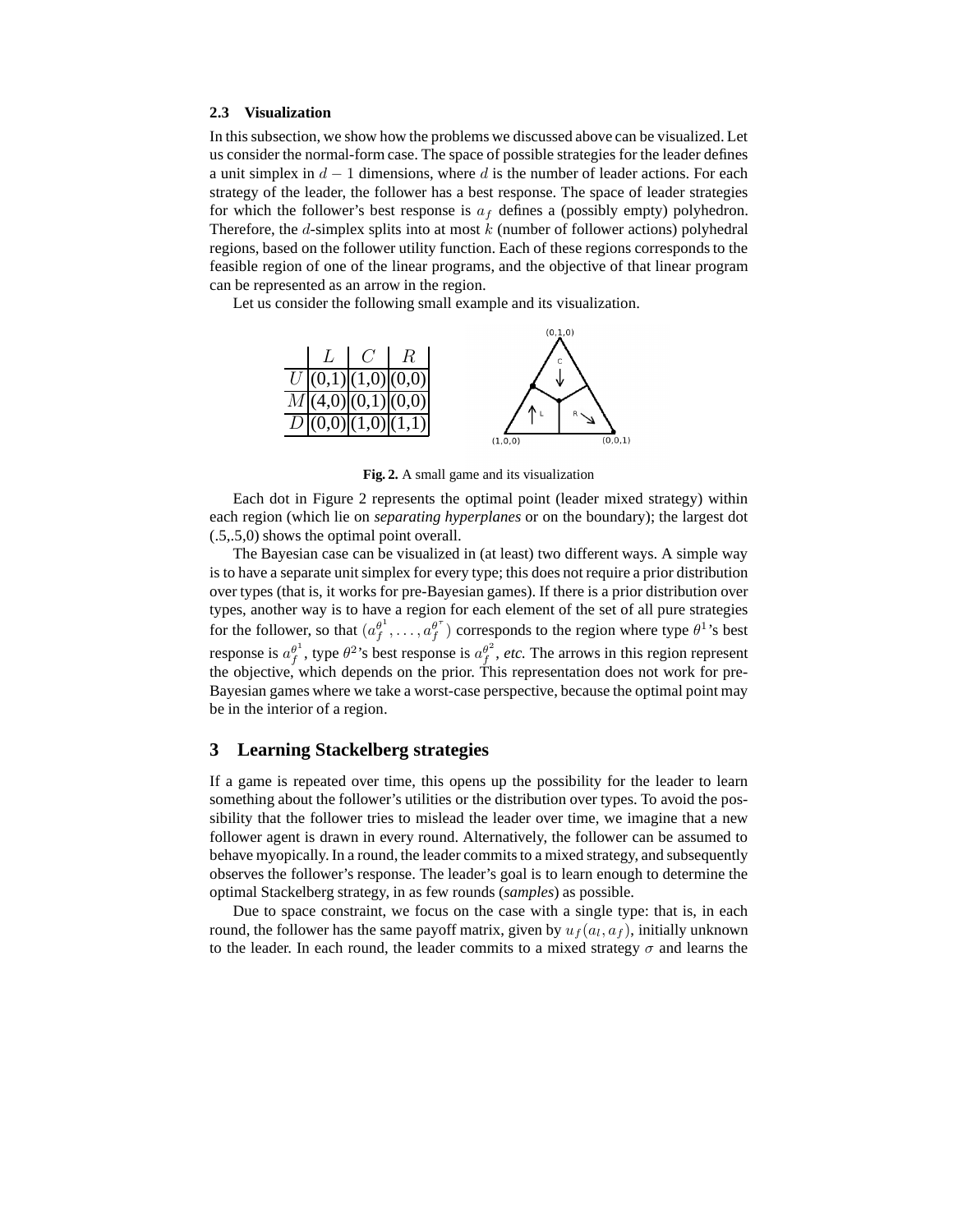### 2.3 Visualization

In this subsection, we show how the problems we discussed above can be visualized. Let us consider the normal-form case. The space of possible strategies for the leader defines a unit simplex in $d-1$ dimensions, where $d$ is the number of leader actions. For each strategy of the leader, the follower has a best response. The space of leader strategies for which the follower's best response is $a_f$ defines a (possibly empty) polyhedron. Therefore, the $d$-simplex splits into at most $k$ (number of follower actions) polyhedral regions, based on the follower utility function. Each of these regions corresponds to the feasible region of one of the linear programs, and the objective of that linear program can be represented as an arrow in the region.

Let us consider the following small example and its visualization.

|   | $L$ | $C$ | $R$ |
|---|---|---|---|
| $U$ | (0,1) | (1,0) | (0,0) |
| $M$ | (4,0) | (0,1) | (0,0) |
| $D$ | (0,0) | (1,0) | (1,1) |

**Fig. 2.** A small game and its visualization

Each dot in Figure 2 represents the optimal point (leader mixed strategy) within each region (which lie on *separating hyperplanes* or on the boundary); the largest dot (.5,.5,0) shows the optimal point overall.

The Bayesian case can be visualized in (at least) two different ways. A simple way is to have a separate unit simplex for every type; this does not require a prior distribution over types (that is, it works for pre-Bayesian games). If there is a prior distribution over types, another way is to have a region for each element of the set of all pure strategies for the follower, so that $(a_f^{\theta^1}, \ldots, a_f^{\theta^\tau})$ corresponds to the region where type $\theta^1$'s best response is $a_f^{\theta^1}$, type $\theta^2$'s best response is $a_f^{\theta^2}$, *etc.* The arrows in this region represent the objective, which depends on the prior. This representation does not work for pre-Bayesian games where we take a worst-case perspective, because the optimal point may be in the interior of a region.

## 3 Learning Stackelberg strategies

If a game is repeated over time, this opens up the possibility for the leader to learn something about the follower's utilities or the distribution over types. To avoid the possibility that the follower tries to mislead the leader over time, we imagine that a new follower agent is drawn in every round. Alternatively, the follower can be assumed to behave myopically. In a round, the leader commits to a mixed strategy, and subsequently observes the follower's response. The leader's goal is to learn enough to determine the optimal Stackelberg strategy, in as few rounds (***samples***) as possible.

Due to space constraint, we focus on the case with a single type: that is, in each round, the follower has the same payoff matrix, given by $u_f(a_l, a_f)$, initially unknown to the leader. In each round, the leader commits to a mixed strategy $\sigma$ and learns the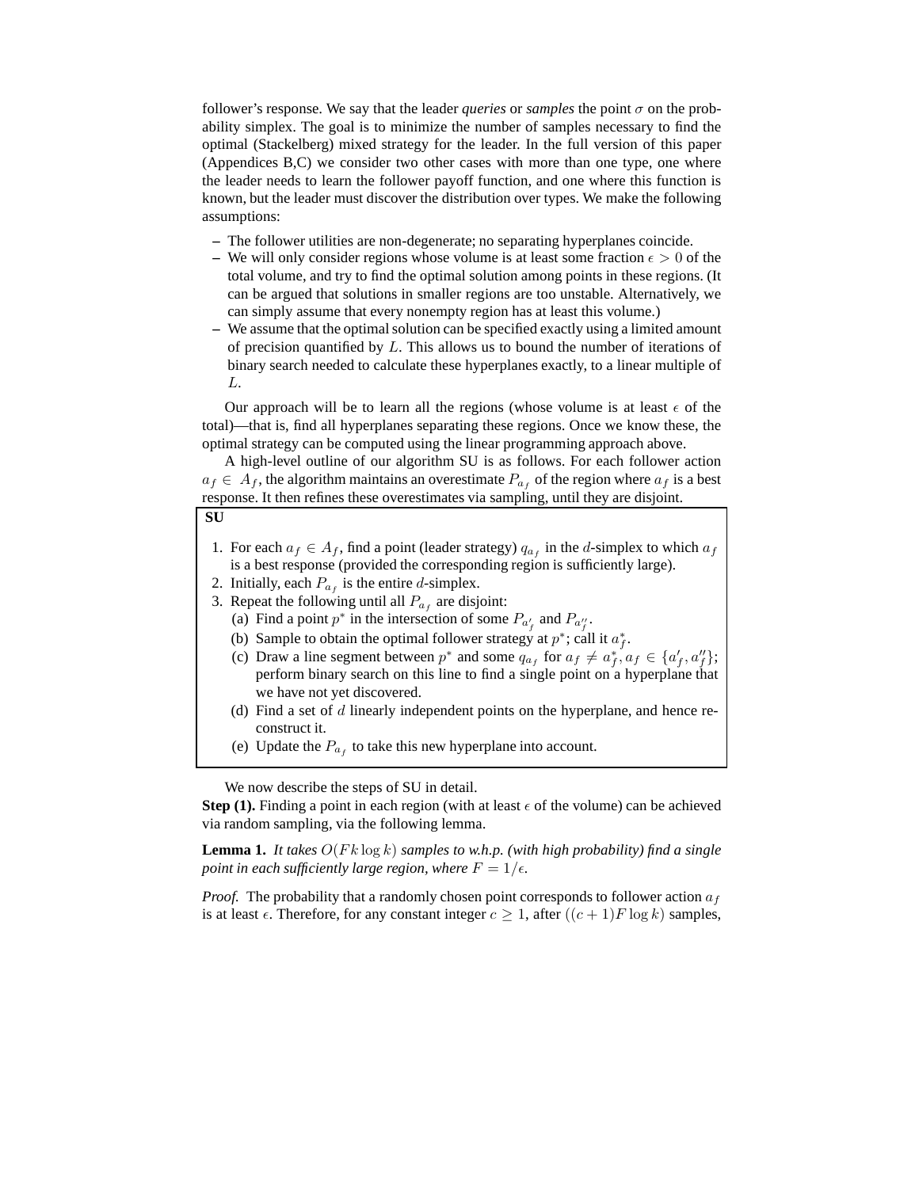follower's response. We say that the leader *queries* or *samples* the point $\sigma$ on the probability simplex. The goal is to minimize the number of samples necessary to find the optimal (Stackelberg) mixed strategy for the leader. In the full version of this paper (Appendices B,C) we consider two other cases with more than one type, one where the leader needs to learn the follower payoff function, and one where this function is known, but the leader must discover the distribution over types. We make the following assumptions:

– The follower utilities are non-degenerate; no separating hyperplanes coincide.
– We will only consider regions whose volume is at least some fraction $\epsilon > 0$ of the total volume, and try to find the optimal solution among points in these regions. (It can be argued that solutions in smaller regions are too unstable. Alternatively, we can simply assume that every nonempty region has at least this volume.)
– We assume that the optimal solution can be specified exactly using a limited amount of precision quantified by $L$. This allows us to bound the number of iterations of binary search needed to calculate these hyperplanes exactly, to a linear multiple of $L$.

Our approach will be to learn all the regions (whose volume is at least $\epsilon$ of the total)—that is, find all hyperplanes separating these regions. Once we know these, the optimal strategy can be computed using the linear programming approach above.

A high-level outline of our algorithm SU is as follows. For each follower action $a_f \in A_f$, the algorithm maintains an overestimate $P_{a_f}$ of the region where $a_f$ is a best response. It then refines these overestimates via sampling, until they are disjoint.

**SU**

1. For each $a_f \in A_f$, find a point (leader strategy) $q_{a_f}$ in the $d$-simplex to which $a_f$ is a best response (provided the corresponding region is sufficiently large).
2. Initially, each $P_{a_f}$ is the entire $d$-simplex.
3. Repeat the following until all $P_{a_f}$ are disjoint:
   (a) Find a point $p^*$ in the intersection of some $P_{a'_f}$ and $P_{a''_f}$.
   (b) Sample to obtain the optimal follower strategy at $p^*$; call it $a^*_f$.
   (c) Draw a line segment between $p^*$ and some $q_{a_f}$ for $a_f \neq a^*_f, a_f \in \{a'_f, a''_f\}$; perform binary search on this line to find a single point on a hyperplane that we have not yet discovered.
   (d) Find a set of $d$ linearly independent points on the hyperplane, and hence reconstruct it.
   (e) Update the $P_{a_f}$ to take this new hyperplane into account.

We now describe the steps of SU in detail.

**Step (1).** Finding a point in each region (with at least $\epsilon$ of the volume) can be achieved via random sampling, via the following lemma.

**Lemma 1.** *It takes $O(Fk \log k)$ samples to w.h.p. (with high probability) find a single point in each sufficiently large region, where $F = 1/\epsilon$.*

*Proof.* The probability that a randomly chosen point corresponds to follower action $a_f$ is at least $\epsilon$. Therefore, for any constant integer $c \geq 1$, after $((c+1)F \log k)$ samples,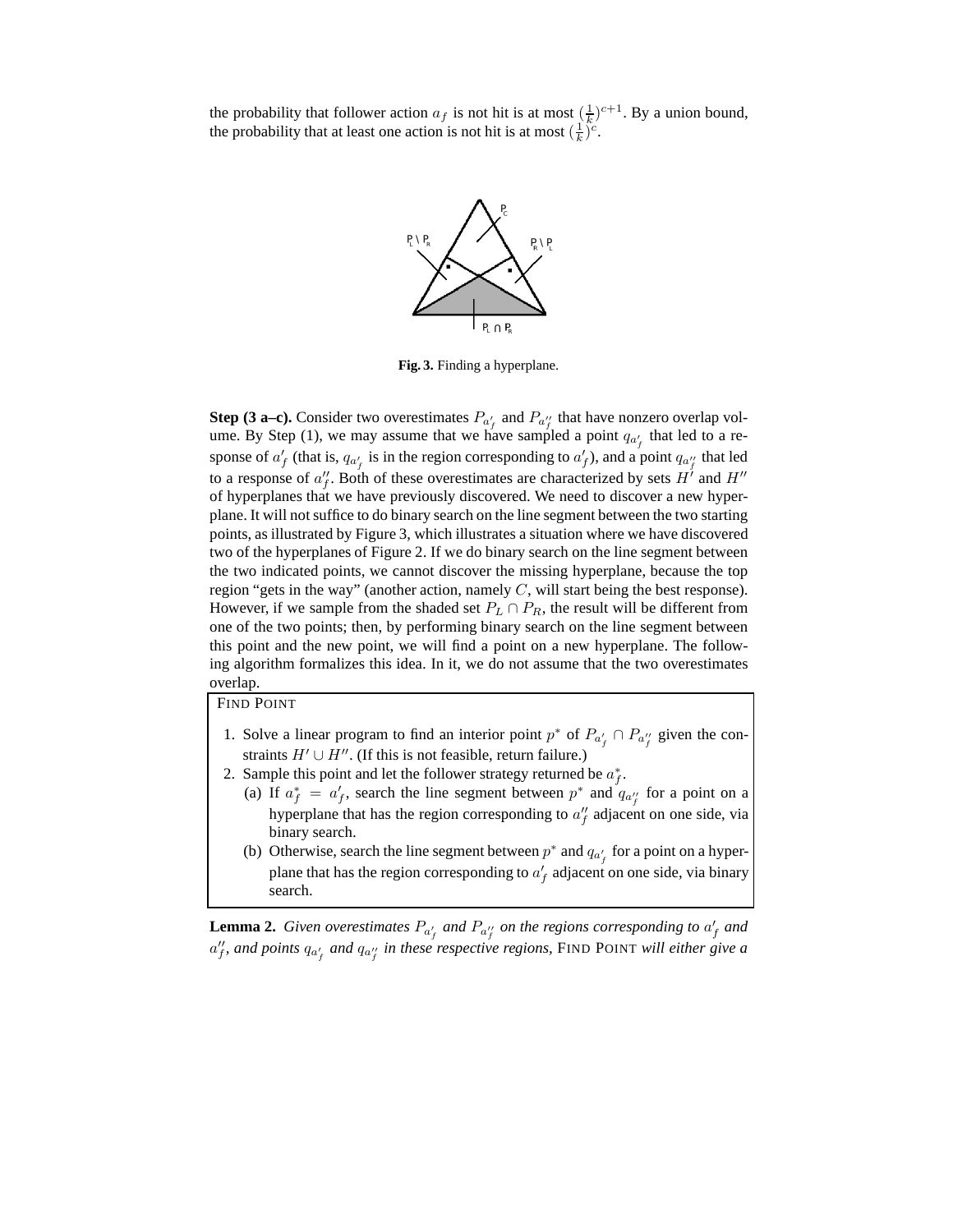the probability that follower action $a_f$ is not hit is at most $(\frac{1}{k})^{c+1}$. By a union bound, the probability that at least one action is not hit is at most $(\frac{1}{k})^c$.

**Fig. 3.** Finding a hyperplane.

**Step (3 a–c).** Consider two overestimates $P_{a'_f}$ and $P_{a''_f}$ that have nonzero overlap volume. By Step (1), we may assume that we have sampled a point $q_{a'_f}$ that led to a response of $a'_f$ (that is, $q_{a'_f}$ is in the region corresponding to $a'_f$), and a point $q_{a''_f}$ that led to a response of $a''_f$. Both of these overestimates are characterized by sets $H'$ and $H''$ of hyperplanes that we have previously discovered. We need to discover a new hyperplane. It will not suffice to do binary search on the line segment between the two starting points, as illustrated by Figure 3, which illustrates a situation where we have discovered two of the hyperplanes of Figure 2. If we do binary search on the line segment between the two indicated points, we cannot discover the missing hyperplane, because the top region "gets in the way" (another action, namely $C$, will start being the best response). However, if we sample from the shaded set $P_L \cap P_R$, the result will be different from one of the two points; then, by performing binary search on the line segment between this point and the new point, we will find a point on a new hyperplane. The following algorithm formalizes this idea. In it, we do not assume that the two overestimates overlap.

FIND POINT

1. Solve a linear program to find an interior point $p^*$ of $P_{a'_f} \cap P_{a''_f}$ given the constraints $H' \cup H''$. (If this is not feasible, return failure.)
2. Sample this point and let the follower strategy returned be $a^*_f$.
   (a) If $a^*_f = a'_f$, search the line segment between $p^*$ and $q_{a''_f}$ for a point on a hyperplane that has the region corresponding to $a''_f$ adjacent on one side, via binary search.
   (b) Otherwise, search the line segment between $p^*$ and $q_{a'_f}$ for a point on a hyperplane that has the region corresponding to $a'_f$ adjacent on one side, via binary search.

**Lemma 2.** *Given overestimates $P_{a'_f}$ and $P_{a''_f}$ on the regions corresponding to $a'_f$ and $a''_f$, and points $q_{a'_f}$ and $q_{a''_f}$ in these respective regions,* FIND POINT *will either give a*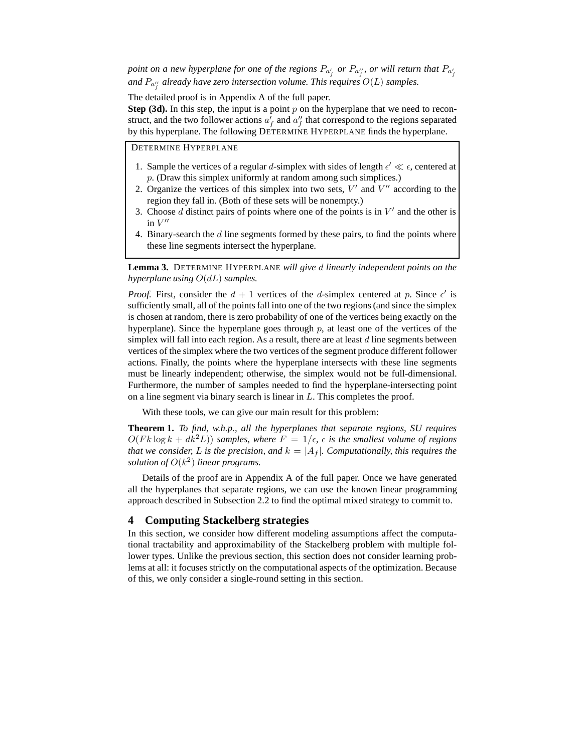*point on a new hyperplane for one of the regions $P_{a'_f}$ or $P_{a''_f}$, or will return that $P_{a'_f}$ and $P_{a''_f}$ already have zero intersection volume. This requires $O(L)$ samples.*

The detailed proof is in Appendix A of the full paper.

**Step (3d).** In this step, the input is a point $p$ on the hyperplane that we need to reconstruct, and the two follower actions $a'_f$ and $a''_f$ that correspond to the regions separated by this hyperplane. The following DETERMINE HYPERPLANE finds the hyperplane.

DETERMINE HYPERPLANE

1. Sample the vertices of a regular $d$-simplex with sides of length $\epsilon' \ll \epsilon$, centered at $p$. (Draw this simplex uniformly at random among such simplices.)
2. Organize the vertices of this simplex into two sets, $V'$ and $V''$ according to the region they fall in. (Both of these sets will be nonempty.)
3. Choose $d$ distinct pairs of points where one of the points is in $V'$ and the other is in $V''$
4. Binary-search the $d$ line segments formed by these pairs, to find the points where these line segments intersect the hyperplane.

**Lemma 3.** DETERMINE HYPERPLANE *will give $d$ linearly independent points on the hyperplane using $O(dL)$ samples.*

*Proof.* First, consider the $d+1$ vertices of the $d$-simplex centered at $p$. Since $\epsilon'$ is sufficiently small, all of the points fall into one of the two regions (and since the simplex is chosen at random, there is zero probability of one of the vertices being exactly on the hyperplane). Since the hyperplane goes through $p$, at least one of the vertices of the simplex will fall into each region. As a result, there are at least $d$ line segments between vertices of the simplex where the two vertices of the segment produce different follower actions. Finally, the points where the hyperplane intersects with these line segments must be linearly independent; otherwise, the simplex would not be full-dimensional. Furthermore, the number of samples needed to find the hyperplane-intersecting point on a line segment via binary search is linear in $L$. This completes the proof.

With these tools, we can give our main result for this problem:

**Theorem 1.** *To find, w.h.p., all the hyperplanes that separate regions, SU requires $O(Fk \log k + dk^2 L))$ samples, where $F = 1/\epsilon$, $\epsilon$ is the smallest volume of regions that we consider, $L$ is the precision, and $k = |A_f|$. Computationally, this requires the solution of $O(k^2)$ linear programs.*

Details of the proof are in Appendix A of the full paper. Once we have generated all the hyperplanes that separate regions, we can use the known linear programming approach described in Subsection 2.2 to find the optimal mixed strategy to commit to.

## 4 Computing Stackelberg strategies

In this section, we consider how different modeling assumptions affect the computational tractability and approximability of the Stackelberg problem with multiple follower types. Unlike the previous section, this section does not consider learning problems at all: it focuses strictly on the computational aspects of the optimization. Because of this, we only consider a single-round setting in this section.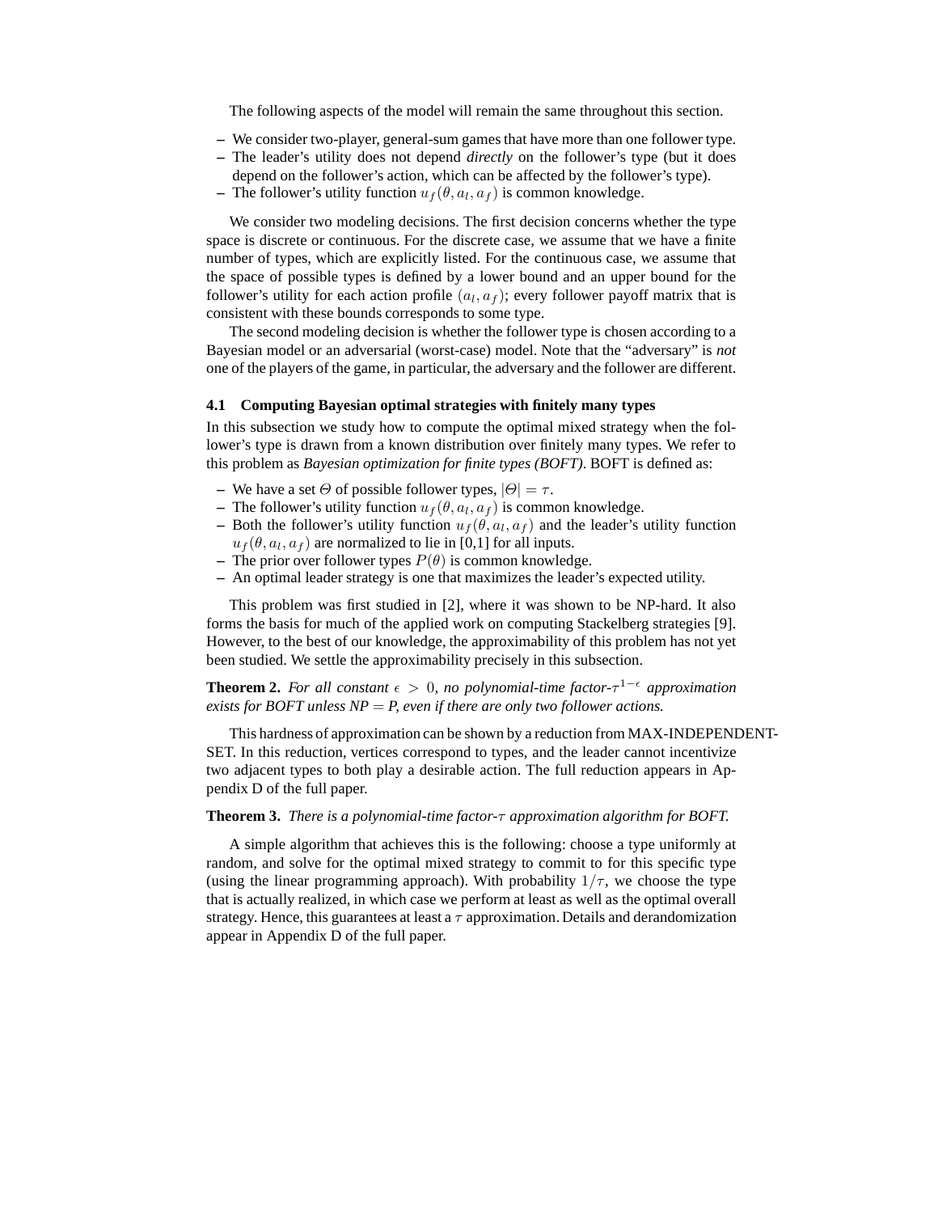The following aspects of the model will remain the same throughout this section.

– We consider two-player, general-sum games that have more than one follower type.
– The leader's utility does not depend *directly* on the follower's type (but it does depend on the follower's action, which can be affected by the follower's type).
– The follower's utility function $u_f(\theta, a_l, a_f)$ is common knowledge.

We consider two modeling decisions. The first decision concerns whether the type space is discrete or continuous. For the discrete case, we assume that we have a finite number of types, which are explicitly listed. For the continuous case, we assume that the space of possible types is defined by a lower bound and an upper bound for the follower's utility for each action profile $(a_l, a_f)$; every follower payoff matrix that is consistent with these bounds corresponds to some type.

The second modeling decision is whether the follower type is chosen according to a Bayesian model or an adversarial (worst-case) model. Note that the "adversary" is *not* one of the players of the game, in particular, the adversary and the follower are different.

### 4.1 Computing Bayesian optimal strategies with finitely many types

In this subsection we study how to compute the optimal mixed strategy when the follower's type is drawn from a known distribution over finitely many types. We refer to this problem as *Bayesian optimization for finite types (BOFT)*. BOFT is defined as:

– We have a set $\Theta$ of possible follower types, $|\Theta| = \tau$.
– The follower's utility function $u_f(\theta, a_l, a_f)$ is common knowledge.
– Both the follower's utility function $u_f(\theta, a_l, a_f)$ and the leader's utility function $u_f(\theta, a_l, a_f)$ are normalized to lie in [0,1] for all inputs.
– The prior over follower types $P(\theta)$ is common knowledge.
– An optimal leader strategy is one that maximizes the leader's expected utility.

This problem was first studied in [2], where it was shown to be NP-hard. It also forms the basis for much of the applied work on computing Stackelberg strategies [9]. However, to the best of our knowledge, the approximability of this problem has not yet been studied. We settle the approximability precisely in this subsection.

**Theorem 2.** *For all constant $\epsilon > 0$, no polynomial-time factor-$\tau^{1-\epsilon}$ approximation exists for BOFT unless NP = P, even if there are only two follower actions.*

This hardness of approximation can be shown by a reduction from MAX-INDEPENDENT-SET. In this reduction, vertices correspond to types, and the leader cannot incentivize two adjacent types to both play a desirable action. The full reduction appears in Appendix D of the full paper.

**Theorem 3.** *There is a polynomial-time factor-$\tau$ approximation algorithm for BOFT.*

A simple algorithm that achieves this is the following: choose a type uniformly at random, and solve for the optimal mixed strategy to commit to for this specific type (using the linear programming approach). With probability $1/\tau$, we choose the type that is actually realized, in which case we perform at least as well as the optimal overall strategy. Hence, this guarantees at least a $\tau$ approximation. Details and derandomization appear in Appendix D of the full paper.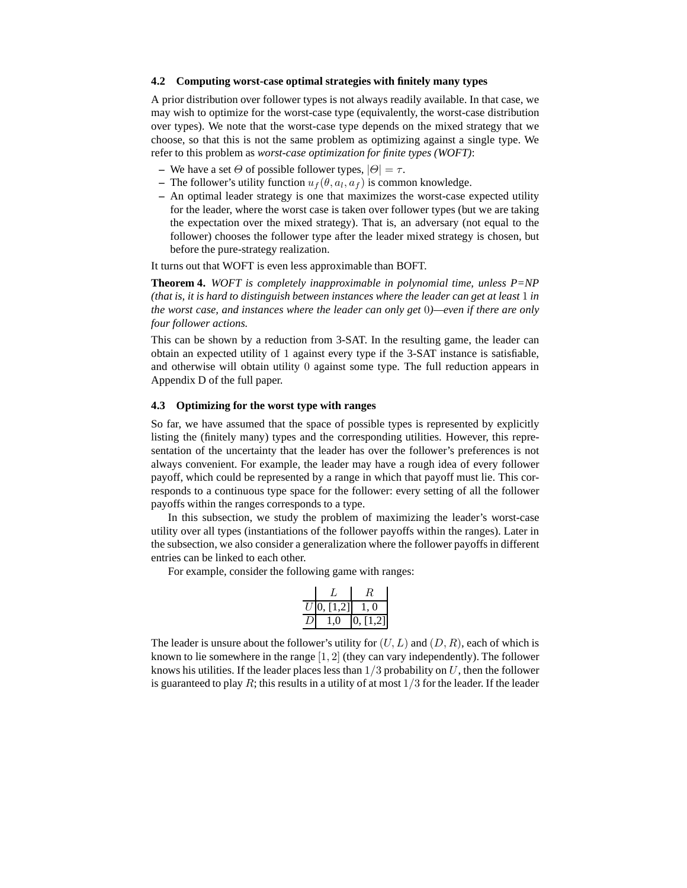### 4.2 Computing worst-case optimal strategies with finitely many types

A prior distribution over follower types is not always readily available. In that case, we may wish to optimize for the worst-case type (equivalently, the worst-case distribution over types). We note that the worst-case type depends on the mixed strategy that we choose, so that this is not the same problem as optimizing against a single type. We refer to this problem as *worst-case optimization for finite types (WOFT)*:

- We have a set $\Theta$ of possible follower types, $|\Theta| = \tau$.
- The follower's utility function $u_f(\theta, a_l, a_f)$ is common knowledge.
- An optimal leader strategy is one that maximizes the worst-case expected utility for the leader, where the worst case is taken over follower types (but we are taking the expectation over the mixed strategy). That is, an adversary (not equal to the follower) chooses the follower type after the leader mixed strategy is chosen, but before the pure-strategy realization.

It turns out that WOFT is even less approximable than BOFT.

**Theorem 4.** *WOFT is completely inapproximable in polynomial time, unless P=NP (that is, it is hard to distinguish between instances where the leader can get at least* 1 *in the worst case, and instances where the leader can only get* 0*)—even if there are only four follower actions.*

This can be shown by a reduction from 3-SAT. In the resulting game, the leader can obtain an expected utility of 1 against every type if the 3-SAT instance is satisfiable, and otherwise will obtain utility 0 against some type. The full reduction appears in Appendix D of the full paper.

### 4.3 Optimizing for the worst type with ranges

So far, we have assumed that the space of possible types is represented by explicitly listing the (finitely many) types and the corresponding utilities. However, this representation of the uncertainty that the leader has over the follower's preferences is not always convenient. For example, the leader may have a rough idea of every follower payoff, which could be represented by a range in which that payoff must lie. This corresponds to a continuous type space for the follower: every setting of all the follower payoffs within the ranges corresponds to a type.

In this subsection, we study the problem of maximizing the leader's worst-case utility over all types (instantiations of the follower payoffs within the ranges). Later in the subsection, we also consider a generalization where the follower payoffs in different entries can be linked to each other.

For example, consider the following game with ranges:

| | $L$ | $R$ |
|---|---|---|
| $U$ | 0, [1,2] | 1, 0 |
| $D$ | 1,0 | 0, [1,2] |

The leader is unsure about the follower's utility for $(U, L)$ and $(D, R)$, each of which is known to lie somewhere in the range $[1, 2]$ (they can vary independently). The follower knows his utilities. If the leader places less than $1/3$ probability on $U$, then the follower is guaranteed to play $R$; this results in a utility of at most $1/3$ for the leader. If the leader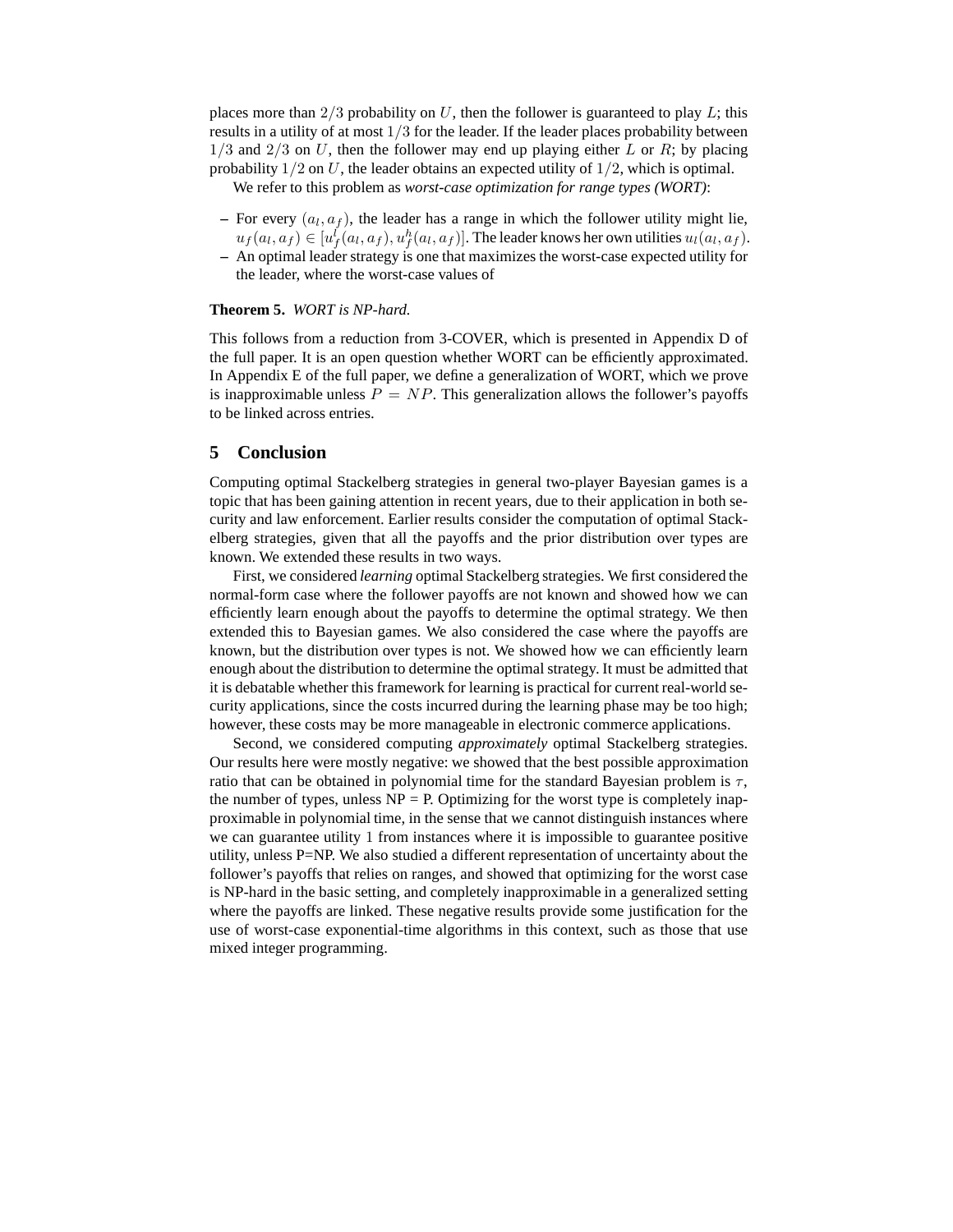places more than $2/3$ probability on $U$, then the follower is guaranteed to play $L$; this results in a utility of at most $1/3$ for the leader. If the leader places probability between $1/3$ and $2/3$ on $U$, then the follower may end up playing either $L$ or $R$; by placing probability $1/2$ on $U$, the leader obtains an expected utility of $1/2$, which is optimal.

We refer to this problem as *worst-case optimization for range types (WORT)*:

- For every $(a_l, a_f)$, the leader has a range in which the follower utility might lie, $u_f(a_l, a_f) \in [u_f^l(a_l, a_f), u_f^h(a_l, a_f)]$. The leader knows her own utilities $u_l(a_l, a_f)$.
- An optimal leader strategy is one that maximizes the worst-case expected utility for the leader, where the worst-case values of

**Theorem 5.** *WORT is NP-hard.*

This follows from a reduction from 3-COVER, which is presented in Appendix D of the full paper. It is an open question whether WORT can be efficiently approximated. In Appendix E of the full paper, we define a generalization of WORT, which we prove is inapproximable unless $P = NP$. This generalization allows the follower's payoffs to be linked across entries.

## 5 Conclusion

Computing optimal Stackelberg strategies in general two-player Bayesian games is a topic that has been gaining attention in recent years, due to their application in both security and law enforcement. Earlier results consider the computation of optimal Stackelberg strategies, given that all the payoffs and the prior distribution over types are known. We extended these results in two ways.

First, we considered *learning* optimal Stackelberg strategies. We first considered the normal-form case where the follower payoffs are not known and showed how we can efficiently learn enough about the payoffs to determine the optimal strategy. We then extended this to Bayesian games. We also considered the case where the payoffs are known, but the distribution over types is not. We showed how we can efficiently learn enough about the distribution to determine the optimal strategy. It must be admitted that it is debatable whether this framework for learning is practical for current real-world security applications, since the costs incurred during the learning phase may be too high; however, these costs may be more manageable in electronic commerce applications.

Second, we considered computing *approximately* optimal Stackelberg strategies. Our results here were mostly negative: we showed that the best possible approximation ratio that can be obtained in polynomial time for the standard Bayesian problem is $\tau$, the number of types, unless NP = P. Optimizing for the worst type is completely inapproximable in polynomial time, in the sense that we cannot distinguish instances where we can guarantee utility 1 from instances where it is impossible to guarantee positive utility, unless P=NP. We also studied a different representation of uncertainty about the follower's payoffs that relies on ranges, and showed that optimizing for the worst case is NP-hard in the basic setting, and completely inapproximable in a generalized setting where the payoffs are linked. These negative results provide some justification for the use of worst-case exponential-time algorithms in this context, such as those that use mixed integer programming.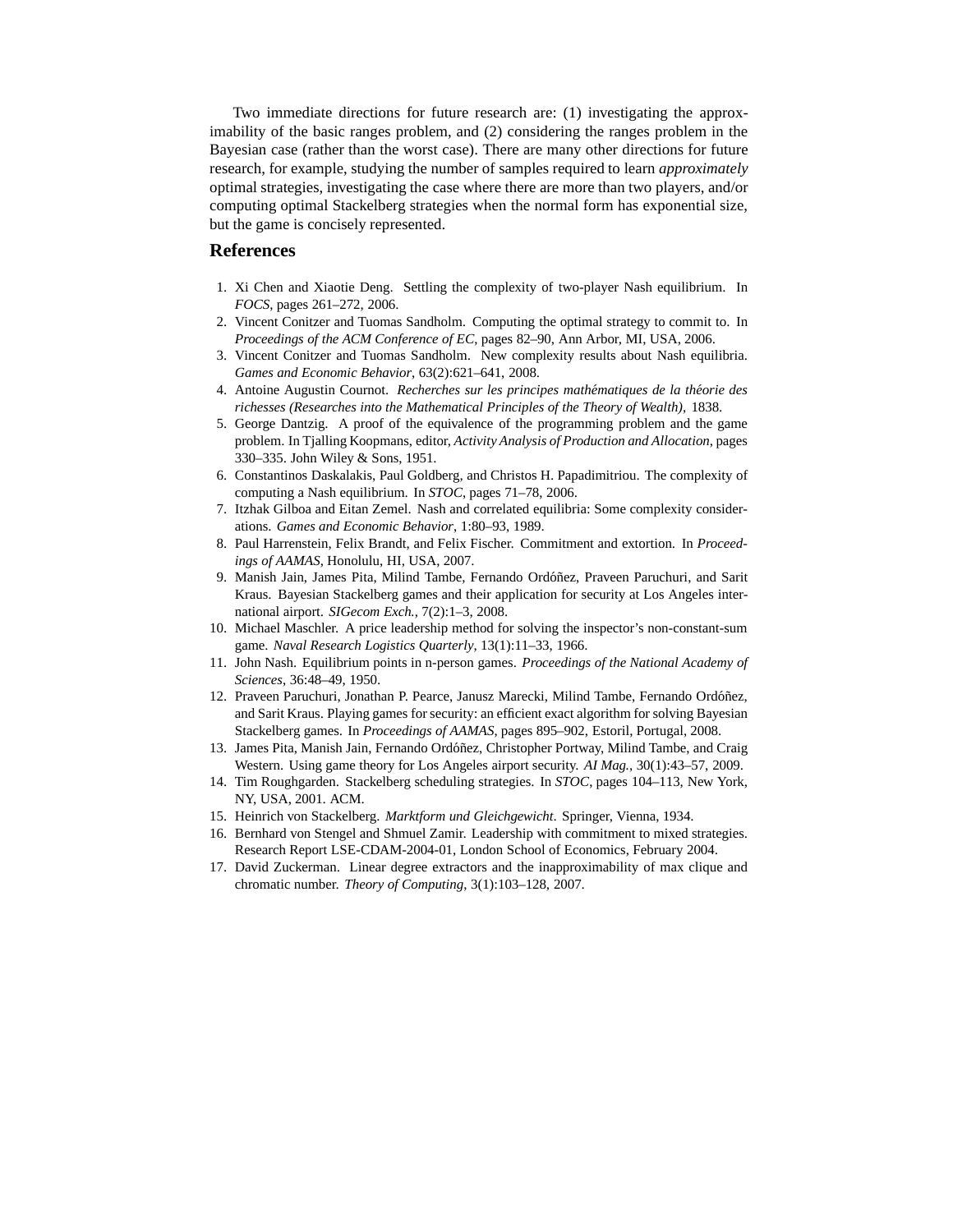Two immediate directions for future research are: (1) investigating the approximability of the basic ranges problem, and (2) considering the ranges problem in the Bayesian case (rather than the worst case). There are many other directions for future research, for example, studying the number of samples required to learn *approximately* optimal strategies, investigating the case where there are more than two players, and/or computing optimal Stackelberg strategies when the normal form has exponential size, but the game is concisely represented.

## References

1. Xi Chen and Xiaotie Deng. Settling the complexity of two-player Nash equilibrium. In *FOCS*, pages 261–272, 2006.
2. Vincent Conitzer and Tuomas Sandholm. Computing the optimal strategy to commit to. In *Proceedings of the ACM Conference of EC*, pages 82–90, Ann Arbor, MI, USA, 2006.
3. Vincent Conitzer and Tuomas Sandholm. New complexity results about Nash equilibria. *Games and Economic Behavior*, 63(2):621–641, 2008.
4. Antoine Augustin Cournot. *Recherches sur les principes mathématiques de la théorie des richesses (Researches into the Mathematical Principles of the Theory of Wealth)*. 1838.
5. George Dantzig. A proof of the equivalence of the programming problem and the game problem. In Tjalling Koopmans, editor, *Activity Analysis of Production and Allocation*, pages 330–335. John Wiley & Sons, 1951.
6. Constantinos Daskalakis, Paul Goldberg, and Christos H. Papadimitriou. The complexity of computing a Nash equilibrium. In *STOC*, pages 71–78, 2006.
7. Itzhak Gilboa and Eitan Zemel. Nash and correlated equilibria: Some complexity considerations. *Games and Economic Behavior*, 1:80–93, 1989.
8. Paul Harrenstein, Felix Brandt, and Felix Fischer. Commitment and extortion. In *Proceedings of AAMAS*, Honolulu, HI, USA, 2007.
9. Manish Jain, James Pita, Milind Tambe, Fernando Ordóñez, Praveen Paruchuri, and Sarit Kraus. Bayesian Stackelberg games and their application for security at Los Angeles international airport. *SIGecom Exch.*, 7(2):1–3, 2008.
10. Michael Maschler. A price leadership method for solving the inspector's non-constant-sum game. *Naval Research Logistics Quarterly*, 13(1):11–33, 1966.
11. John Nash. Equilibrium points in n-person games. *Proceedings of the National Academy of Sciences*, 36:48–49, 1950.
12. Praveen Paruchuri, Jonathan P. Pearce, Janusz Marecki, Milind Tambe, Fernando Ordóñez, and Sarit Kraus. Playing games for security: an efficient exact algorithm for solving Bayesian Stackelberg games. In *Proceedings of AAMAS*, pages 895–902, Estoril, Portugal, 2008.
13. James Pita, Manish Jain, Fernando Ordóñez, Christopher Portway, Milind Tambe, and Craig Western. Using game theory for Los Angeles airport security. *AI Mag.*, 30(1):43–57, 2009.
14. Tim Roughgarden. Stackelberg scheduling strategies. In *STOC*, pages 104–113, New York, NY, USA, 2001. ACM.
15. Heinrich von Stackelberg. *Marktform und Gleichgewicht*. Springer, Vienna, 1934.
16. Bernhard von Stengel and Shmuel Zamir. Leadership with commitment to mixed strategies. Research Report LSE-CDAM-2004-01, London School of Economics, February 2004.
17. David Zuckerman. Linear degree extractors and the inapproximability of max clique and chromatic number. *Theory of Computing*, 3(1):103–128, 2007.